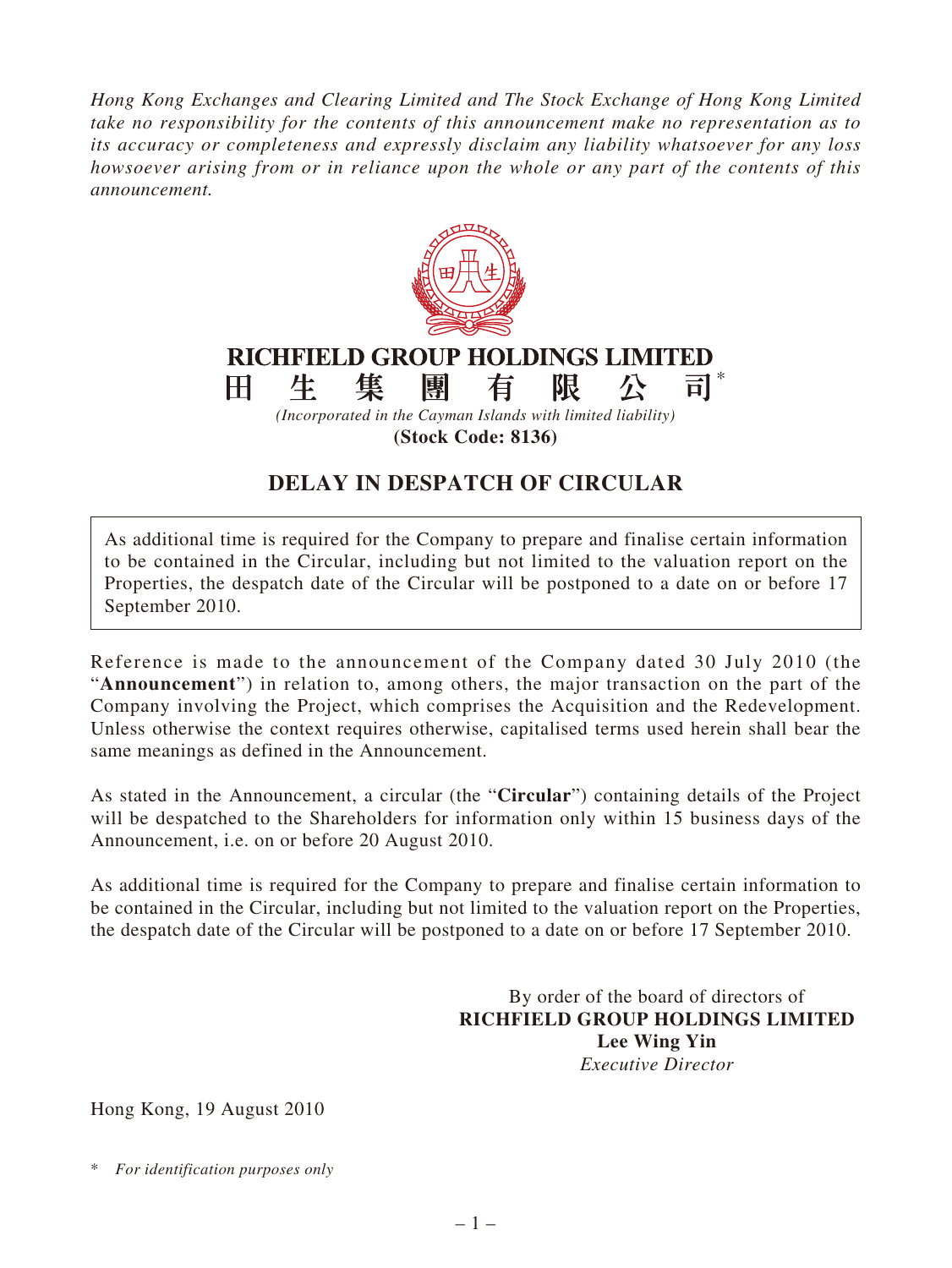*Hong Kong Exchanges and Clearing Limited and The Stock Exchange of Hong Kong Limited take no responsibility for the contents of this announcement make no representation as to its accuracy or completeness and expressly disclaim any liability whatsoever for any loss howsoever arising from or in reliance upon the whole or any part of the contents of this announcement.*

**RICHFIELD GROUP HOLDINGS LIMITED**

**田 生 集 團 有 限 公 司***

*(Incorporated in the Cayman Islands with limited liability)*

**(Stock Code: 8136)**

# DELAY IN DESPATCH OF CIRCULAR

As additional time is required for the Company to prepare and finalise certain information to be contained in the Circular, including but not limited to the valuation report on the Properties, the despatch date of the Circular will be postponed to a date on or before 17 September 2010.

Reference is made to the announcement of the Company dated 30 July 2010 (the "**Announcement**") in relation to, among others, the major transaction on the part of the Company involving the Project, which comprises the Acquisition and the Redevelopment. Unless otherwise the context requires otherwise, capitalised terms used herein shall bear the same meanings as defined in the Announcement.

As stated in the Announcement, a circular (the "**Circular**") containing details of the Project will be despatched to the Shareholders for information only within 15 business days of the Announcement, i.e. on or before 20 August 2010.

As additional time is required for the Company to prepare and finalise certain information to be contained in the Circular, including but not limited to the valuation report on the Properties, the despatch date of the Circular will be postponed to a date on or before 17 September 2010.

By order of the board of directors of
**RICHFIELD GROUP HOLDINGS LIMITED**
**Lee Wing Yin**
*Executive Director*

Hong Kong, 19 August 2010

\* *For identification purposes only*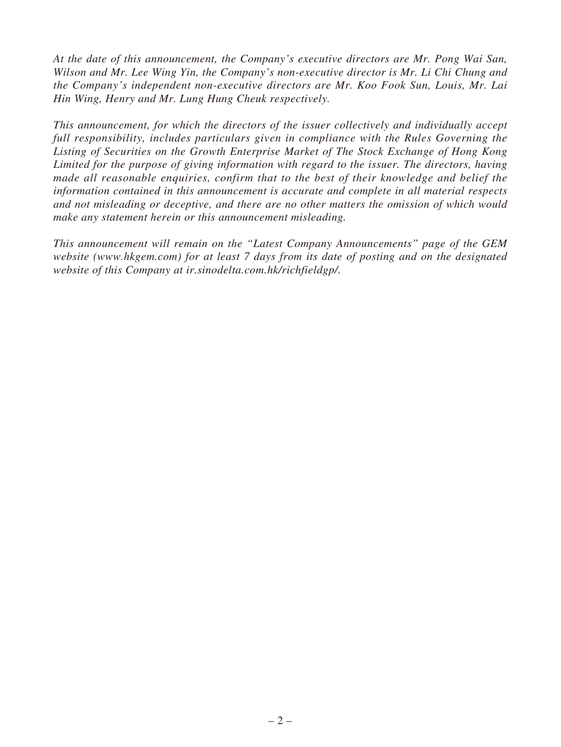*At the date of this announcement, the Company's executive directors are Mr. Pong Wai San, Wilson and Mr. Lee Wing Yin, the Company's non-executive director is Mr. Li Chi Chung and the Company's independent non-executive directors are Mr. Koo Fook Sun, Louis, Mr. Lai Hin Wing, Henry and Mr. Lung Hung Cheuk respectively.*

*This announcement, for which the directors of the issuer collectively and individually accept full responsibility, includes particulars given in compliance with the Rules Governing the Listing of Securities on the Growth Enterprise Market of The Stock Exchange of Hong Kong Limited for the purpose of giving information with regard to the issuer. The directors, having made all reasonable enquiries, confirm that to the best of their knowledge and belief the information contained in this announcement is accurate and complete in all material respects and not misleading or deceptive, and there are no other matters the omission of which would make any statement herein or this announcement misleading.*

*This announcement will remain on the "Latest Company Announcements" page of the GEM website (www.hkgem.com) for at least 7 days from its date of posting and on the designated website of this Company at ir.sinodelta.com.hk/richfieldgp/.*